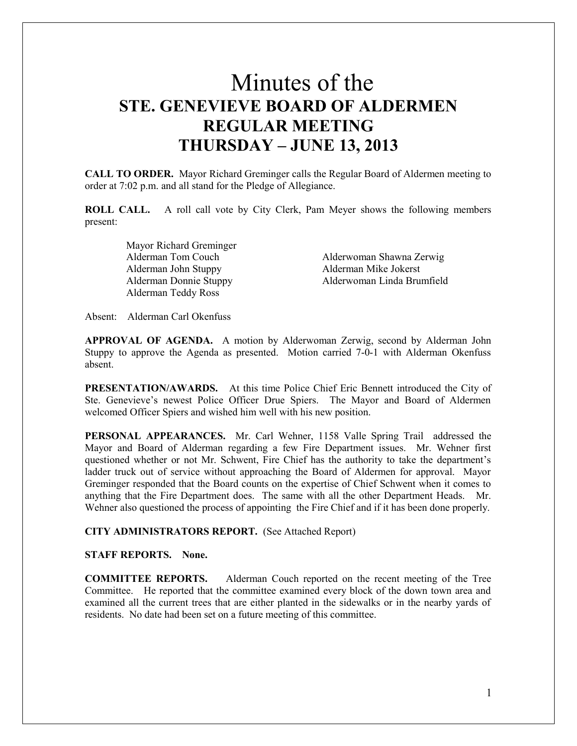# Minutes of the
## STE. GENEVIEVE BOARD OF ALDERMEN REGULAR MEETING
## THURSDAY – JUNE 13, 2013

**CALL TO ORDER.** Mayor Richard Greminger calls the Regular Board of Aldermen meeting to order at 7:02 p.m. and all stand for the Pledge of Allegiance.

**ROLL CALL.** A roll call vote by City Clerk, Pam Meyer shows the following members present:

Mayor Richard Greminger
Alderman Tom Couch
Alderman John Stuppy
Alderman Donnie Stuppy
Alderman Teddy Ross
Alderwoman Shawna Zerwig
Alderman Mike Jokerst
Alderwoman Linda Brumfield

Absent: Alderman Carl Okenfuss

**APPROVAL OF AGENDA.** A motion by Alderwoman Zerwig, second by Alderman John Stuppy to approve the Agenda as presented. Motion carried 7-0-1 with Alderman Okenfuss absent.

**PRESENTATION/AWARDS.** At this time Police Chief Eric Bennett introduced the City of Ste. Genevieve's newest Police Officer Drue Spiers. The Mayor and Board of Aldermen welcomed Officer Spiers and wished him well with his new position.

**PERSONAL APPEARANCES.** Mr. Carl Wehner, 1158 Valle Spring Trail addressed the Mayor and Board of Alderman regarding a few Fire Department issues. Mr. Wehner first questioned whether or not Mr. Schwent, Fire Chief has the authority to take the department's ladder truck out of service without approaching the Board of Aldermen for approval. Mayor Greminger responded that the Board counts on the expertise of Chief Schwent when it comes to anything that the Fire Department does. The same with all the other Department Heads. Mr. Wehner also questioned the process of appointing the Fire Chief and if it has been done properly.

**CITY ADMINISTRATORS REPORT.** (See Attached Report)

**STAFF REPORTS. None.**

**COMMITTEE REPORTS.** Alderman Couch reported on the recent meeting of the Tree Committee. He reported that the committee examined every block of the down town area and examined all the current trees that are either planted in the sidewalks or in the nearby yards of residents. No date had been set on a future meeting of this committee.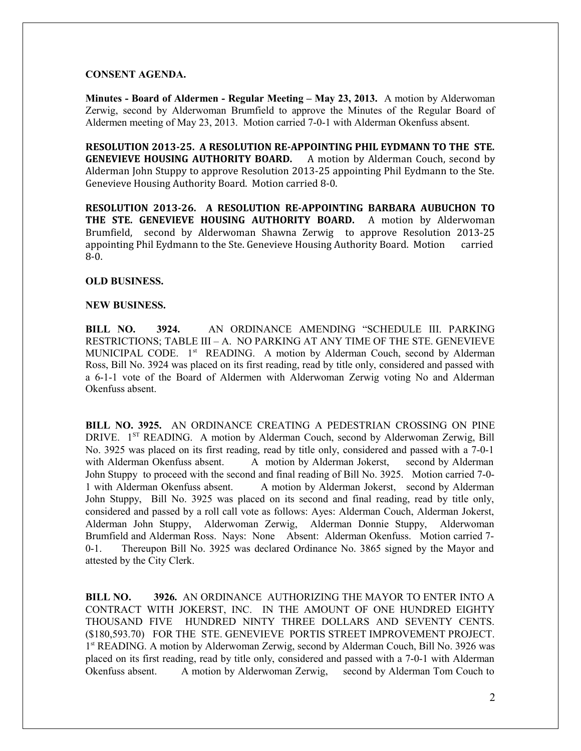**CONSENT AGENDA.**

**Minutes - Board of Aldermen - Regular Meeting – May 23, 2013.** A motion by Alderwoman Zerwig, second by Alderwoman Brumfield to approve the Minutes of the Regular Board of Aldermen meeting of May 23, 2013. Motion carried 7-0-1 with Alderman Okenfuss absent.

**RESOLUTION 2013-25. A RESOLUTION RE-APPOINTING PHIL EYDMANN TO THE STE. GENEVIEVE HOUSING AUTHORITY BOARD.** A motion by Alderman Couch, second by Alderman John Stuppy to approve Resolution 2013-25 appointing Phil Eydmann to the Ste. Genevieve Housing Authority Board. Motion carried 8-0.

**RESOLUTION 2013-26. A RESOLUTION RE-APPOINTING BARBARA AUBUCHON TO THE STE. GENEVIEVE HOUSING AUTHORITY BOARD.** A motion by Alderwoman Brumfield, second by Alderwoman Shawna Zerwig to approve Resolution 2013-25 appointing Phil Eydmann to the Ste. Genevieve Housing Authority Board. Motion carried 8-0.

**OLD BUSINESS.**

**NEW BUSINESS.**

**BILL NO. 3924.** AN ORDINANCE AMENDING "SCHEDULE III. PARKING RESTRICTIONS; TABLE III – A. NO PARKING AT ANY TIME OF THE STE. GENEVIEVE MUNICIPAL CODE. 1st READING. A motion by Alderman Couch, second by Alderman Ross, Bill No. 3924 was placed on its first reading, read by title only, considered and passed with a 6-1-1 vote of the Board of Aldermen with Alderwoman Zerwig voting No and Alderman Okenfuss absent.

**BILL NO. 3925.** AN ORDINANCE CREATING A PEDESTRIAN CROSSING ON PINE DRIVE. 1ST READING. A motion by Alderman Couch, second by Alderwoman Zerwig, Bill No. 3925 was placed on its first reading, read by title only, considered and passed with a 7-0-1 with Alderman Okenfuss absent. A motion by Alderman Jokerst, second by Alderman John Stuppy to proceed with the second and final reading of Bill No. 3925. Motion carried 7-0-1 with Alderman Okenfuss absent. A motion by Alderman Jokerst, second by Alderman John Stuppy, Bill No. 3925 was placed on its second and final reading, read by title only, considered and passed by a roll call vote as follows: Ayes: Alderman Couch, Alderman Jokerst, Alderman John Stuppy, Alderwoman Zerwig, Alderman Donnie Stuppy, Alderwoman Brumfield and Alderman Ross. Nays: None Absent: Alderman Okenfuss. Motion carried 7-0-1. Thereupon Bill No. 3925 was declared Ordinance No. 3865 signed by the Mayor and attested by the City Clerk.

**BILL NO. 3926.** AN ORDINANCE AUTHORIZING THE MAYOR TO ENTER INTO A CONTRACT WITH JOKERST, INC. IN THE AMOUNT OF ONE HUNDRED EIGHTY THOUSAND FIVE HUNDRED NINTY THREE DOLLARS AND SEVENTY CENTS. ($180,593.70) FOR THE STE. GENEVIEVE PORTIS STREET IMPROVEMENT PROJECT. 1st READING. A motion by Alderwoman Zerwig, second by Alderman Couch, Bill No. 3926 was placed on its first reading, read by title only, considered and passed with a 7-0-1 with Alderman Okenfuss absent. A motion by Alderwoman Zerwig, second by Alderman Tom Couch to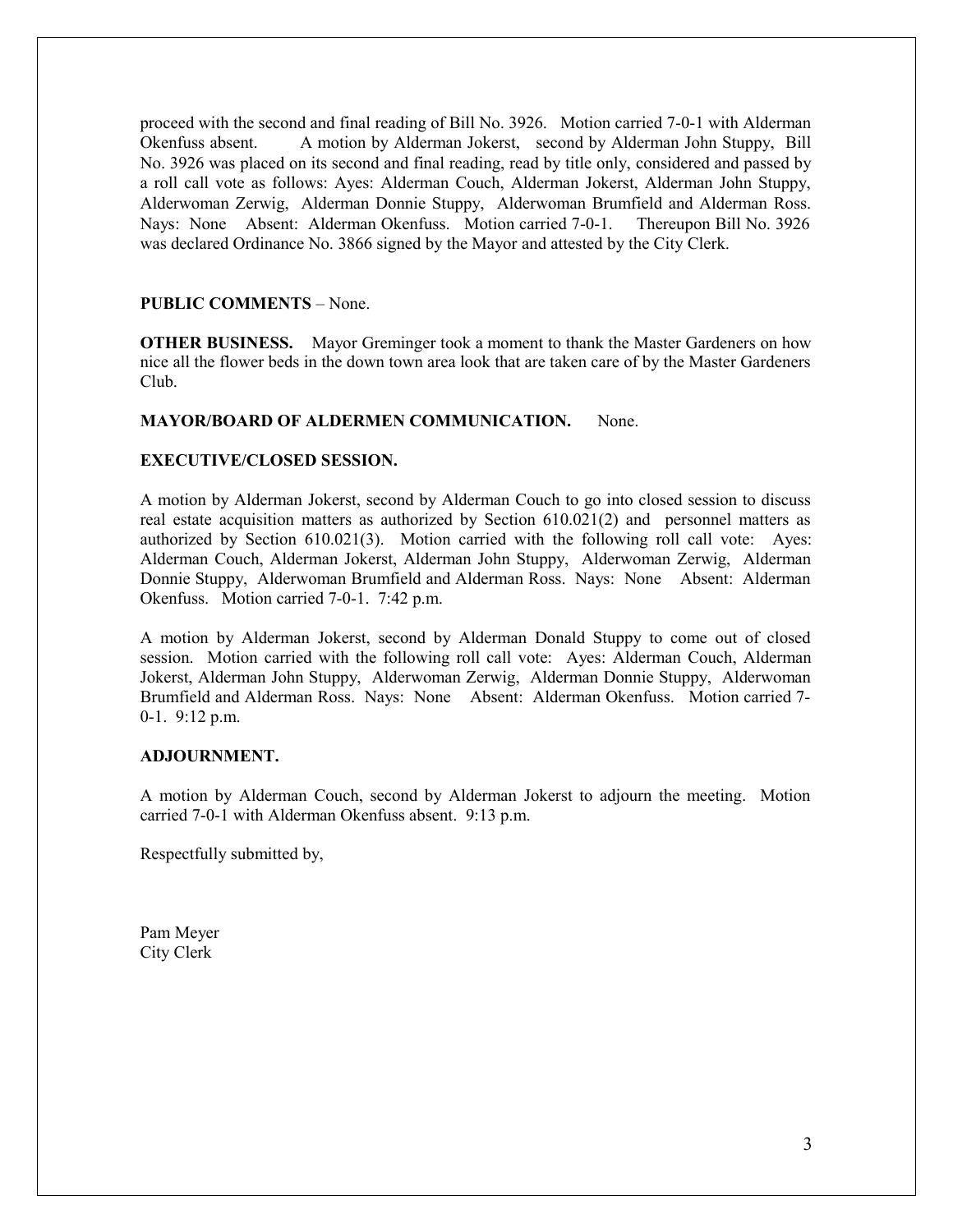proceed with the second and final reading of Bill No. 3926. Motion carried 7-0-1 with Alderman Okenfuss absent. A motion by Alderman Jokerst, second by Alderman John Stuppy, Bill No. 3926 was placed on its second and final reading, read by title only, considered and passed by a roll call vote as follows: Ayes: Alderman Couch, Alderman Jokerst, Alderman John Stuppy, Alderwoman Zerwig, Alderman Donnie Stuppy, Alderwoman Brumfield and Alderman Ross. Nays: None Absent: Alderman Okenfuss. Motion carried 7-0-1. Thereupon Bill No. 3926 was declared Ordinance No. 3866 signed by the Mayor and attested by the City Clerk.

**PUBLIC COMMENTS** – None.

**OTHER BUSINESS.** Mayor Greminger took a moment to thank the Master Gardeners on how nice all the flower beds in the down town area look that are taken care of by the Master Gardeners Club.

**MAYOR/BOARD OF ALDERMEN COMMUNICATION.** None.

**EXECUTIVE/CLOSED SESSION.**

A motion by Alderman Jokerst, second by Alderman Couch to go into closed session to discuss real estate acquisition matters as authorized by Section 610.021(2) and personnel matters as authorized by Section 610.021(3). Motion carried with the following roll call vote: Ayes: Alderman Couch, Alderman Jokerst, Alderman John Stuppy, Alderwoman Zerwig, Alderman Donnie Stuppy, Alderwoman Brumfield and Alderman Ross. Nays: None Absent: Alderman Okenfuss. Motion carried 7-0-1. 7:42 p.m.

A motion by Alderman Jokerst, second by Alderman Donald Stuppy to come out of closed session. Motion carried with the following roll call vote: Ayes: Alderman Couch, Alderman Jokerst, Alderman John Stuppy, Alderwoman Zerwig, Alderman Donnie Stuppy, Alderwoman Brumfield and Alderman Ross. Nays: None Absent: Alderman Okenfuss. Motion carried 7-0-1. 9:12 p.m.

**ADJOURNMENT.**

A motion by Alderman Couch, second by Alderman Jokerst to adjourn the meeting. Motion carried 7-0-1 with Alderman Okenfuss absent. 9:13 p.m.

Respectfully submitted by,

Pam Meyer
City Clerk